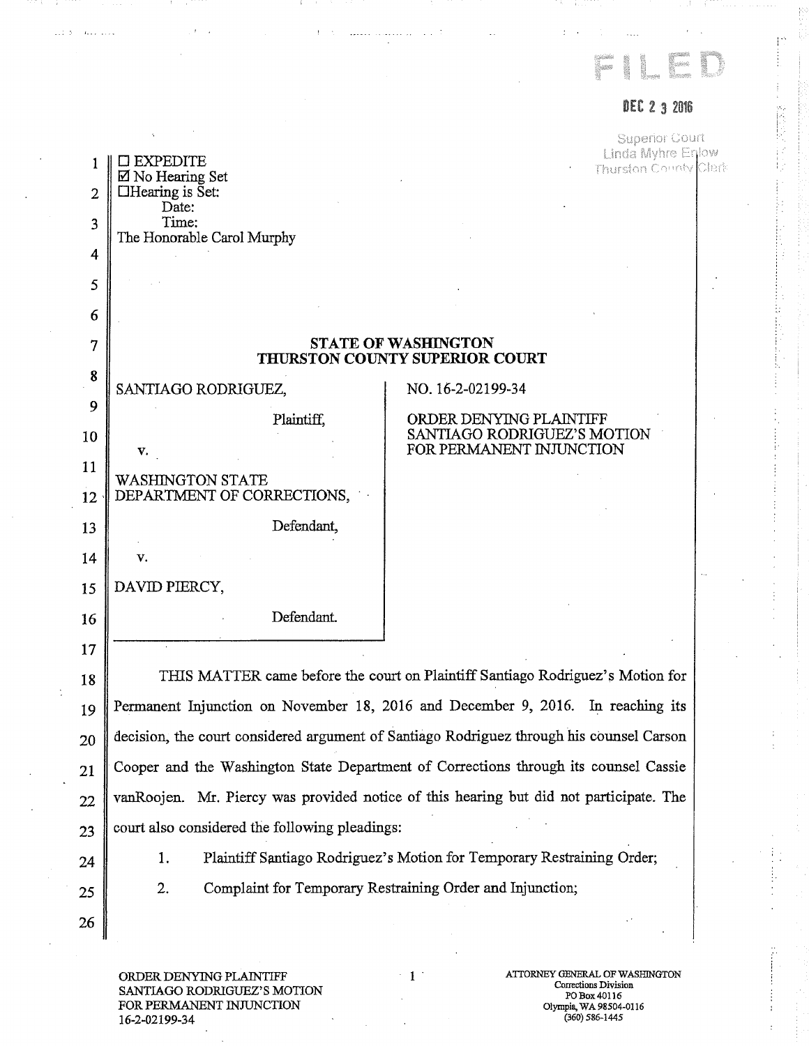FILED

DEC 2 3 2016

Superior Court
Linda Myhre Enlow
Thurston County Clerk

☐ EXPEDITE
☑ No Hearing Set
☐ Hearing is Set:
Date:
Time:
The Honorable Carol Murphy

## STATE OF WASHINGTON
## THURSTON COUNTY SUPERIOR COURT

| | |
|---|---|
| SANTIAGO RODRIGUEZ,<br><br>Plaintiff,<br><br>v.<br><br>WASHINGTON STATE DEPARTMENT OF CORRECTIONS,<br><br>Defendant,<br><br>v.<br><br>DAVID PIERCY,<br><br>Defendant. | NO. 16-2-02199-34<br><br>ORDER DENYING PLAINTIFF SANTIAGO RODRIGUEZ'S MOTION FOR PERMANENT INJUNCTION |

THIS MATTER came before the court on Plaintiff Santiago Rodriguez's Motion for Permanent Injunction on November 18, 2016 and December 9, 2016. In reaching its decision, the court considered argument of Santiago Rodriguez through his counsel Carson Cooper and the Washington State Department of Corrections through its counsel Cassie vanRoojen. Mr. Piercy was provided notice of this hearing but did not participate. The court also considered the following pleadings:

1. Plaintiff Santiago Rodriguez's Motion for Temporary Restraining Order;
2. Complaint for Temporary Restraining Order and Injunction;

ORDER DENYING PLAINTIFF SANTIAGO RODRIGUEZ'S MOTION FOR PERMANENT INJUNCTION
16-2-02199-34

ATTORNEY GENERAL OF WASHINGTON
Corrections Division
PO Box 40116
Olympia, WA 98504-0116
(360) 586-1445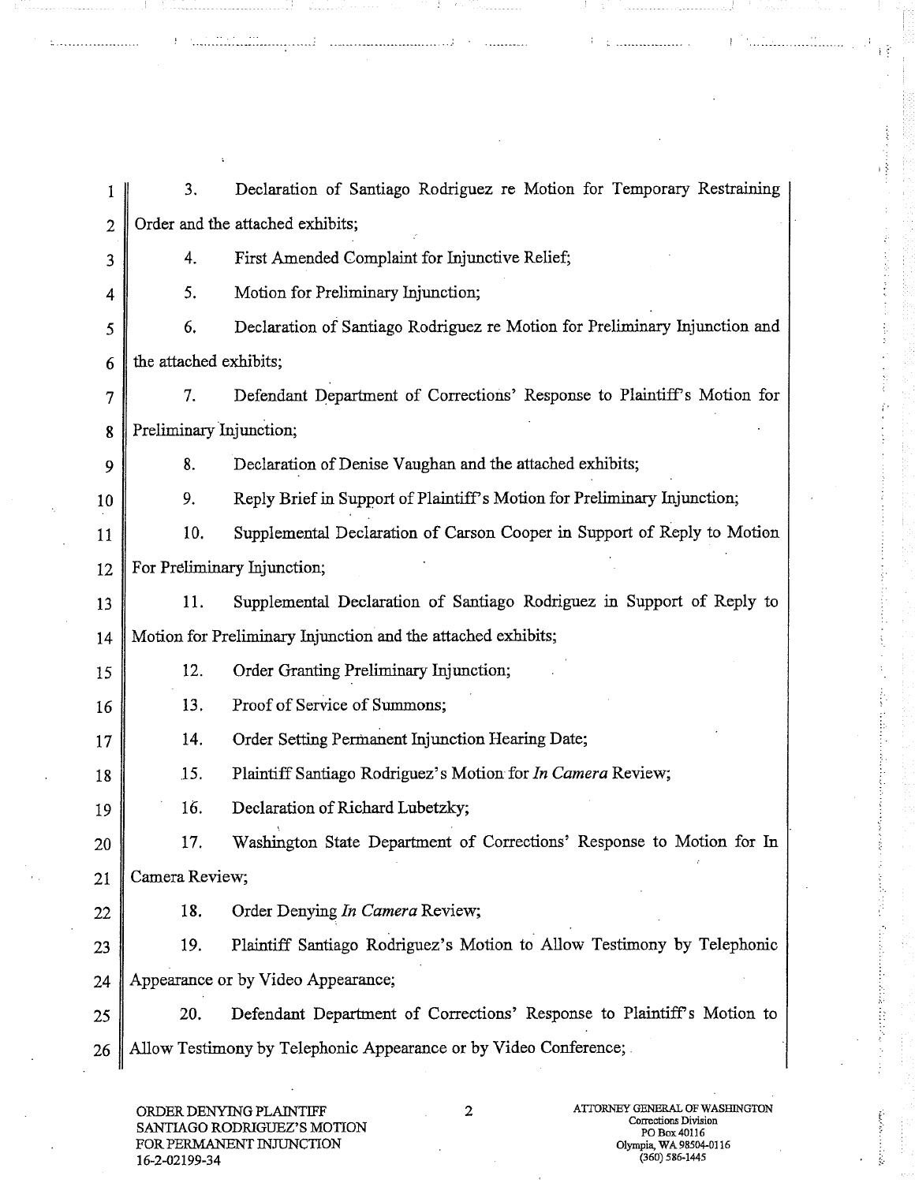3. Declaration of Santiago Rodriguez re Motion for Temporary Restraining Order and the attached exhibits;

4. First Amended Complaint for Injunctive Relief;

5. Motion for Preliminary Injunction;

6. Declaration of Santiago Rodriguez re Motion for Preliminary Injunction and the attached exhibits;

7. Defendant Department of Corrections' Response to Plaintiff's Motion for Preliminary Injunction;

8. Declaration of Denise Vaughan and the attached exhibits;

9. Reply Brief in Support of Plaintiff's Motion for Preliminary Injunction;

10. Supplemental Declaration of Carson Cooper in Support of Reply to Motion For Preliminary Injunction;

11. Supplemental Declaration of Santiago Rodriguez in Support of Reply to Motion for Preliminary Injunction and the attached exhibits;

12. Order Granting Preliminary Injunction;

13. Proof of Service of Summons;

14. Order Setting Permanent Injunction Hearing Date;

15. Plaintiff Santiago Rodriguez's Motion for *In Camera* Review;

16. Declaration of Richard Lubetzky;

17. Washington State Department of Corrections' Response to Motion for In Camera Review;

18. Order Denying *In Camera* Review;

19. Plaintiff Santiago Rodriguez's Motion to Allow Testimony by Telephonic Appearance or by Video Appearance;

20. Defendant Department of Corrections' Response to Plaintiff's Motion to Allow Testimony by Telephonic Appearance or by Video Conference;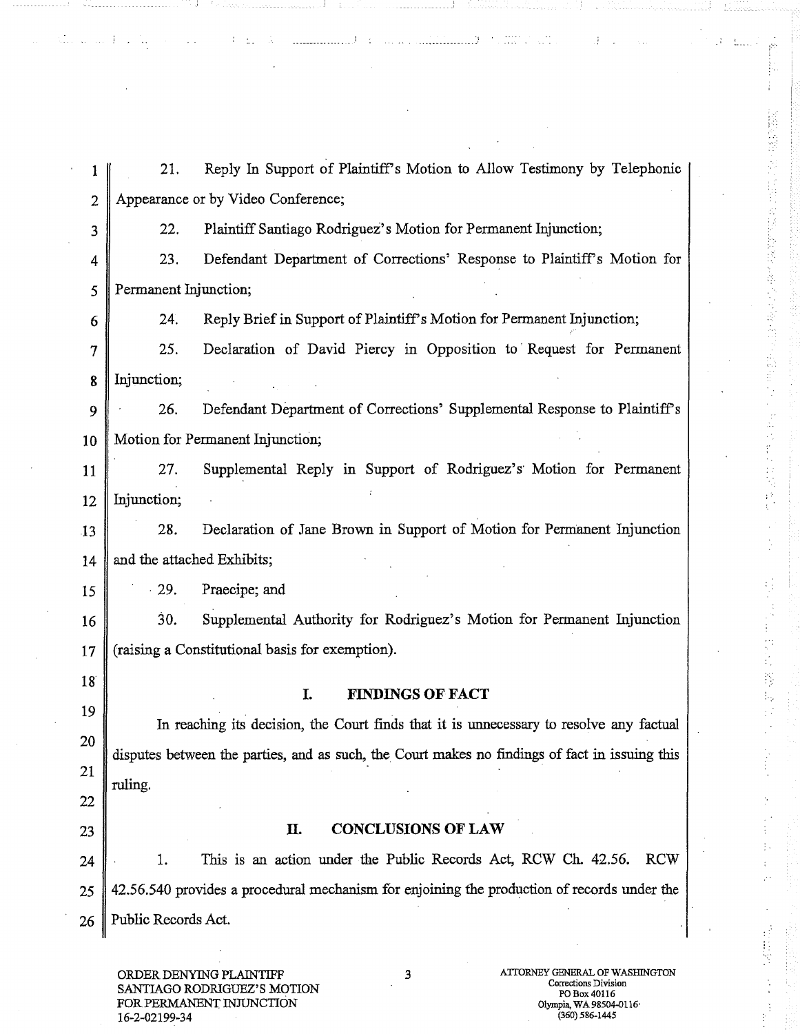21. Reply In Support of Plaintiff's Motion to Allow Testimony by Telephonic Appearance or by Video Conference;

22. Plaintiff Santiago Rodriguez's Motion for Permanent Injunction;

23. Defendant Department of Corrections' Response to Plaintiff's Motion for Permanent Injunction;

24. Reply Brief in Support of Plaintiff's Motion for Permanent Injunction;

25. Declaration of David Piercy in Opposition to Request for Permanent Injunction;

26. Defendant Department of Corrections' Supplemental Response to Plaintiff's Motion for Permanent Injunction;

27. Supplemental Reply in Support of Rodriguez's Motion for Permanent Injunction;

28. Declaration of Jane Brown in Support of Motion for Permanent Injunction and the attached Exhibits;

29. Praecipe; and

30. Supplemental Authority for Rodriguez's Motion for Permanent Injunction (raising a Constitutional basis for exemption).

## I. FINDINGS OF FACT

In reaching its decision, the Court finds that it is unnecessary to resolve any factual disputes between the parties, and as such, the Court makes no findings of fact in issuing this ruling.

## II. CONCLUSIONS OF LAW

1. This is an action under the Public Records Act, RCW Ch. 42.56. RCW 42.56.540 provides a procedural mechanism for enjoining the production of records under the Public Records Act.

ORDER DENYING PLAINTIFF SANTIAGO RODRIGUEZ'S MOTION FOR PERMANENT INJUNCTION 16-2-02199-34

ATTORNEY GENERAL OF WASHINGTON Corrections Division PO Box 40116 Olympia, WA 98504-0116 (360) 586-1445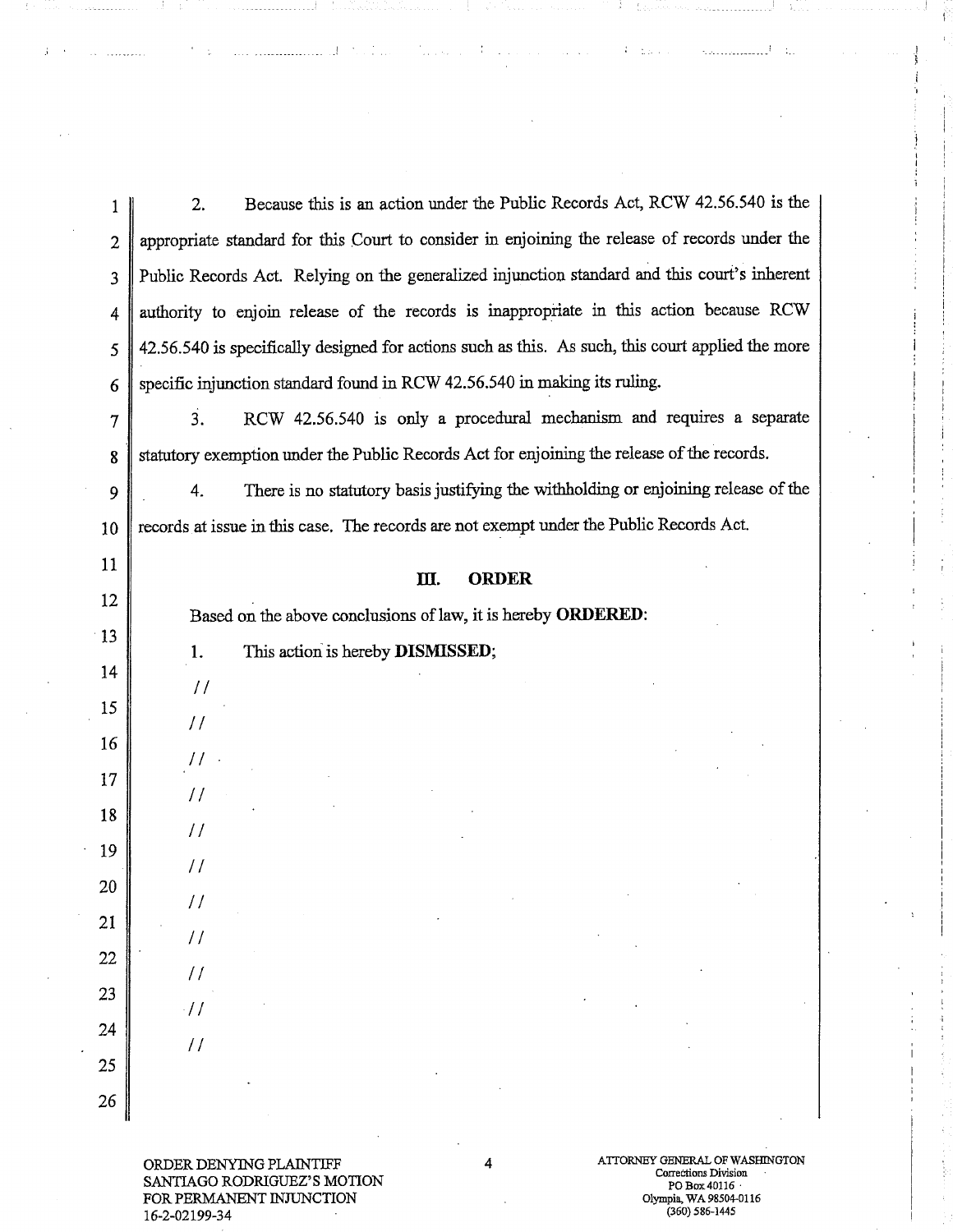2. Because this is an action under the Public Records Act, RCW 42.56.540 is the appropriate standard for this Court to consider in enjoining the release of records under the Public Records Act. Relying on the generalized injunction standard and this court's inherent authority to enjoin release of the records is inappropriate in this action because RCW 42.56.540 is specifically designed for actions such as this. As such, this court applied the more specific injunction standard found in RCW 42.56.540 in making its ruling.

3. RCW 42.56.540 is only a procedural mechanism and requires a separate statutory exemption under the Public Records Act for enjoining the release of the records.

4. There is no statutory basis justifying the withholding or enjoining release of the records at issue in this case. The records are not exempt under the Public Records Act.

## III. ORDER

Based on the above conclusions of law, it is hereby **ORDERED**:

1. This action is hereby **DISMISSED**;

//

//

//

//

//

//

//

//

//

//

//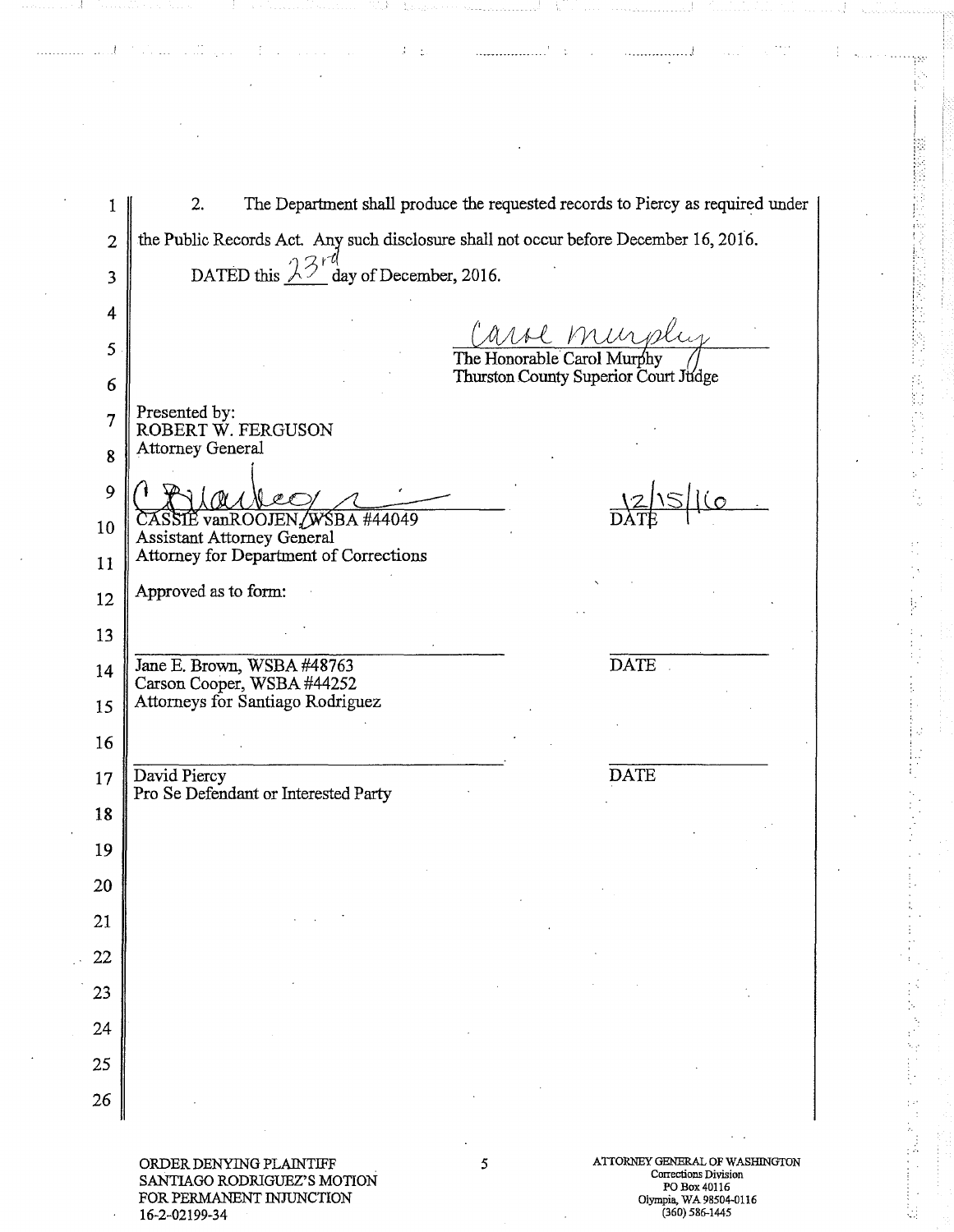2. The Department shall produce the requested records to Piercy as required under the Public Records Act. Any such disclosure shall not occur before December 16, 2016.

DATED this 23rd day of December, 2016.

Carol Murphy

The Honorable Carol Murphy
Thurston County Superior Court Judge

Presented by:
ROBERT W. FERGUSON
Attorney General

Cassie vanRoojen

CASSIE vanROOJEN, WSBA #44049
Assistant Attorney General
Attorney for Department of Corrections

12/15/16
DATE

Approved as to form:

_______________________________
Jane E. Brown, WSBA #48763
Carson Cooper, WSBA #44252
Attorneys for Santiago Rodriguez

_______________
DATE

_______________________________
David Piercy
Pro Se Defendant or Interested Party

_______________
DATE

ORDER DENYING PLAINTIFF SANTIAGO RODRIGUEZ'S MOTION FOR PERMANENT INJUNCTION
16-2-02199-34

ATTORNEY GENERAL OF WASHINGTON
Corrections Division
PO Box 40116
Olympia, WA 98504-0116
(360) 586-1445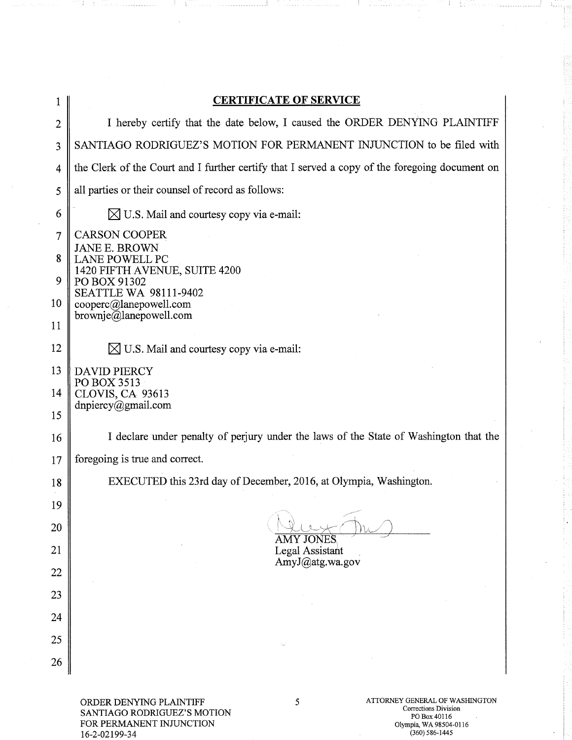## CERTIFICATE OF SERVICE

I hereby certify that the date below, I caused the ORDER DENYING PLAINTIFF SANTIAGO RODRIGUEZ'S MOTION FOR PERMANENT INJUNCTION to be filed with the Clerk of the Court and I further certify that I served a copy of the foregoing document on all parties or their counsel of record as follows:

☒ U.S. Mail and courtesy copy via e-mail:

CARSON COOPER
JANE E. BROWN
LANE POWELL PC
1420 FIFTH AVENUE, SUITE 4200
PO BOX 91302
SEATTLE WA 98111-9402
cooperc@lanepowell.com
brownje@lanepowell.com

☒ U.S. Mail and courtesy copy via e-mail:

DAVID PIERCY
PO BOX 3513
CLOVIS, CA 93613
dnpiercy@gmail.com

I declare under penalty of perjury under the laws of the State of Washington that the foregoing is true and correct.

EXECUTED this 23rd day of December, 2016, at Olympia, Washington.

AMY JONES
Legal Assistant
AmyJ@atg.wa.gov